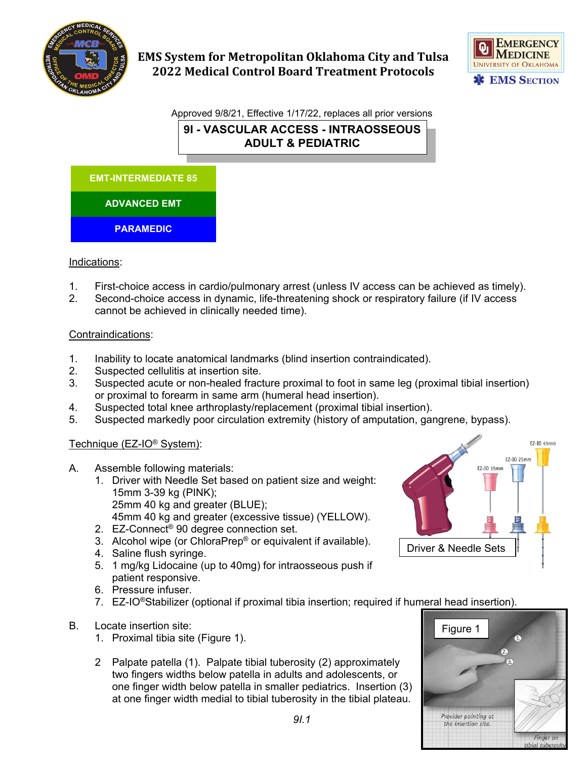# EMS System for Metropolitan Oklahoma City and Tulsa
# 2022 Medical Control Board Treatment Protocols

Approved 9/8/21, Effective 1/17/22, replaces all prior versions

## 9I - VASCULAR ACCESS - INTRAOSSEOUS ADULT & PEDIATRIC

**EMT-INTERMEDIATE 85**

**ADVANCED EMT**

**PARAMEDIC**

Indications:

1. First-choice access in cardio/pulmonary arrest (unless IV access can be achieved as timely).
2. Second-choice access in dynamic, life-threatening shock or respiratory failure (if IV access cannot be achieved in clinically needed time).

Contraindications:

1. Inability to locate anatomical landmarks (blind insertion contraindicated).
2. Suspected cellulitis at insertion site.
3. Suspected acute or non-healed fracture proximal to foot in same leg (proximal tibial insertion) or proximal to forearm in same arm (humeral head insertion).
4. Suspected total knee arthroplasty/replacement (proximal tibial insertion).
5. Suspected markedly poor circulation extremity (history of amputation, gangrene, bypass).

Technique (EZ-IO® System):

A. Assemble following materials:
   1. Driver with Needle Set based on patient size and weight:
      15mm 3-39 kg (PINK);
      25mm 40 kg and greater (BLUE);
      45mm 40 kg and greater (excessive tissue) (YELLOW).
   2. EZ-Connect® 90 degree connection set.
   3. Alcohol wipe (or ChloraPrep® or equivalent if available).
   4. Saline flush syringe.
   5. 1 mg/kg Lidocaine (up to 40mg) for intraosseous push if patient responsive.
   6. Pressure infuser.
   7. EZ-IO®Stabilizer (optional if proximal tibia insertion; required if humeral head insertion).

Driver & Needle Sets

B. Locate insertion site:
   1. Proximal tibia site (Figure 1).
   2. Palpate patella (1). Palpate tibial tuberosity (2) approximately two fingers widths below patella in adults and adolescents, or one finger width below patella in smaller pediatrics. Insertion (3) at one finger width medial to tibial tuberosity in the tibial plateau.

Figure 1

Provider pointing at the insertion site.

Finger on tibial tuberosity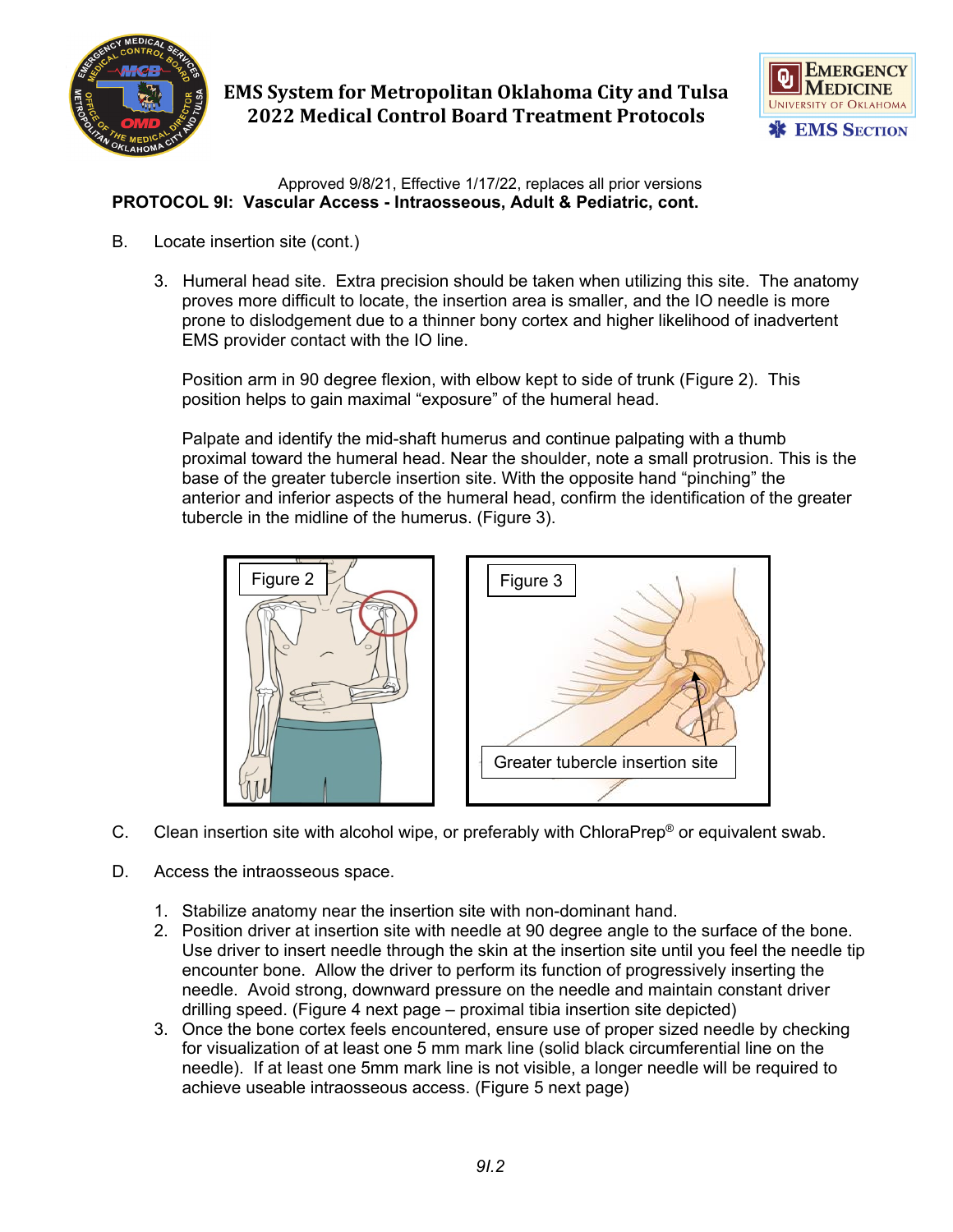Approved 9/8/21, Effective 1/17/22, replaces all prior versions

**PROTOCOL 9I: Vascular Access - Intraosseous, Adult & Pediatric, cont.**

B. Locate insertion site (cont.)

3. Humeral head site. Extra precision should be taken when utilizing this site. The anatomy proves more difficult to locate, the insertion area is smaller, and the IO needle is more prone to dislodgement due to a thinner bony cortex and higher likelihood of inadvertent EMS provider contact with the IO line.

   Position arm in 90 degree flexion, with elbow kept to side of trunk (Figure 2). This position helps to gain maximal "exposure" of the humeral head.

   Palpate and identify the mid-shaft humerus and continue palpating with a thumb proximal toward the humeral head. Near the shoulder, note a small protrusion. This is the base of the greater tubercle insertion site. With the opposite hand "pinching" the anterior and inferior aspects of the humeral head, confirm the identification of the greater tubercle in the midline of the humerus. (Figure 3).

Figure 2

Figure 3

Greater tubercle insertion site

C. Clean insertion site with alcohol wipe, or preferably with ChloraPrep® or equivalent swab.

D. Access the intraosseous space.

1. Stabilize anatomy near the insertion site with non-dominant hand.
2. Position driver at insertion site with needle at 90 degree angle to the surface of the bone. Use driver to insert needle through the skin at the insertion site until you feel the needle tip encounter bone. Allow the driver to perform its function of progressively inserting the needle. Avoid strong, downward pressure on the needle and maintain constant driver drilling speed. (Figure 4 next page – proximal tibia insertion site depicted)
3. Once the bone cortex feels encountered, ensure use of proper sized needle by checking for visualization of at least one 5 mm mark line (solid black circumferential line on the needle). If at least one 5mm mark line is not visible, a longer needle will be required to achieve useable intraosseous access. (Figure 5 next page)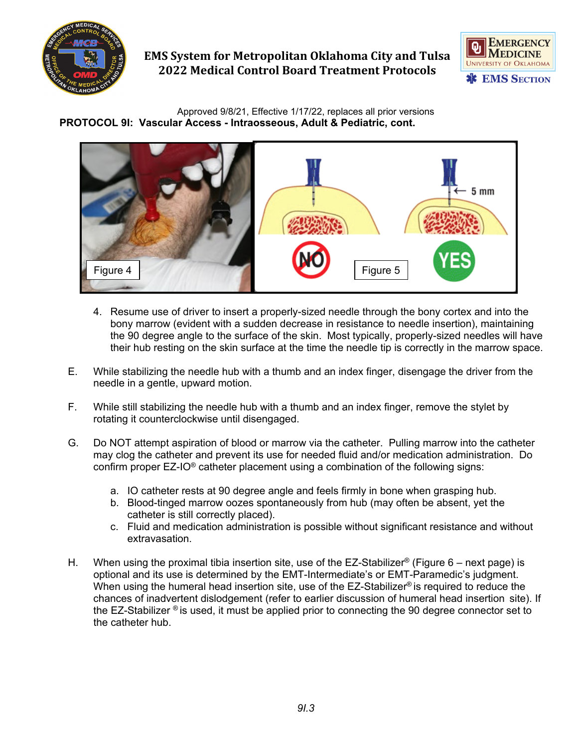Approved 9/8/21, Effective 1/17/22, replaces all prior versions

**PROTOCOL 9I: Vascular Access - Intraosseous, Adult & Pediatric, cont.**

Figure 4

NO

5 mm

YES

Figure 5

4. Resume use of driver to insert a properly-sized needle through the bony cortex and into the bony marrow (evident with a sudden decrease in resistance to needle insertion), maintaining the 90 degree angle to the surface of the skin. Most typically, properly-sized needles will have their hub resting on the skin surface at the time the needle tip is correctly in the marrow space.

E. While stabilizing the needle hub with a thumb and an index finger, disengage the driver from the needle in a gentle, upward motion.

F. While still stabilizing the needle hub with a thumb and an index finger, remove the stylet by rotating it counterclockwise until disengaged.

G. Do NOT attempt aspiration of blood or marrow via the catheter. Pulling marrow into the catheter may clog the catheter and prevent its use for needed fluid and/or medication administration. Do confirm proper EZ-IO® catheter placement using a combination of the following signs:

   a. IO catheter rests at 90 degree angle and feels firmly in bone when grasping hub.
   b. Blood-tinged marrow oozes spontaneously from hub (may often be absent, yet the catheter is still correctly placed).
   c. Fluid and medication administration is possible without significant resistance and without extravasation.

H. When using the proximal tibia insertion site, use of the EZ-Stabilizer® (Figure 6 – next page) is optional and its use is determined by the EMT-Intermediate's or EMT-Paramedic's judgment. When using the humeral head insertion site, use of the EZ-Stabilizer® is required to reduce the chances of inadvertent dislodgement (refer to earlier discussion of humeral head insertion site). If the EZ-Stabilizer® is used, it must be applied prior to connecting the 90 degree connector set to the catheter hub.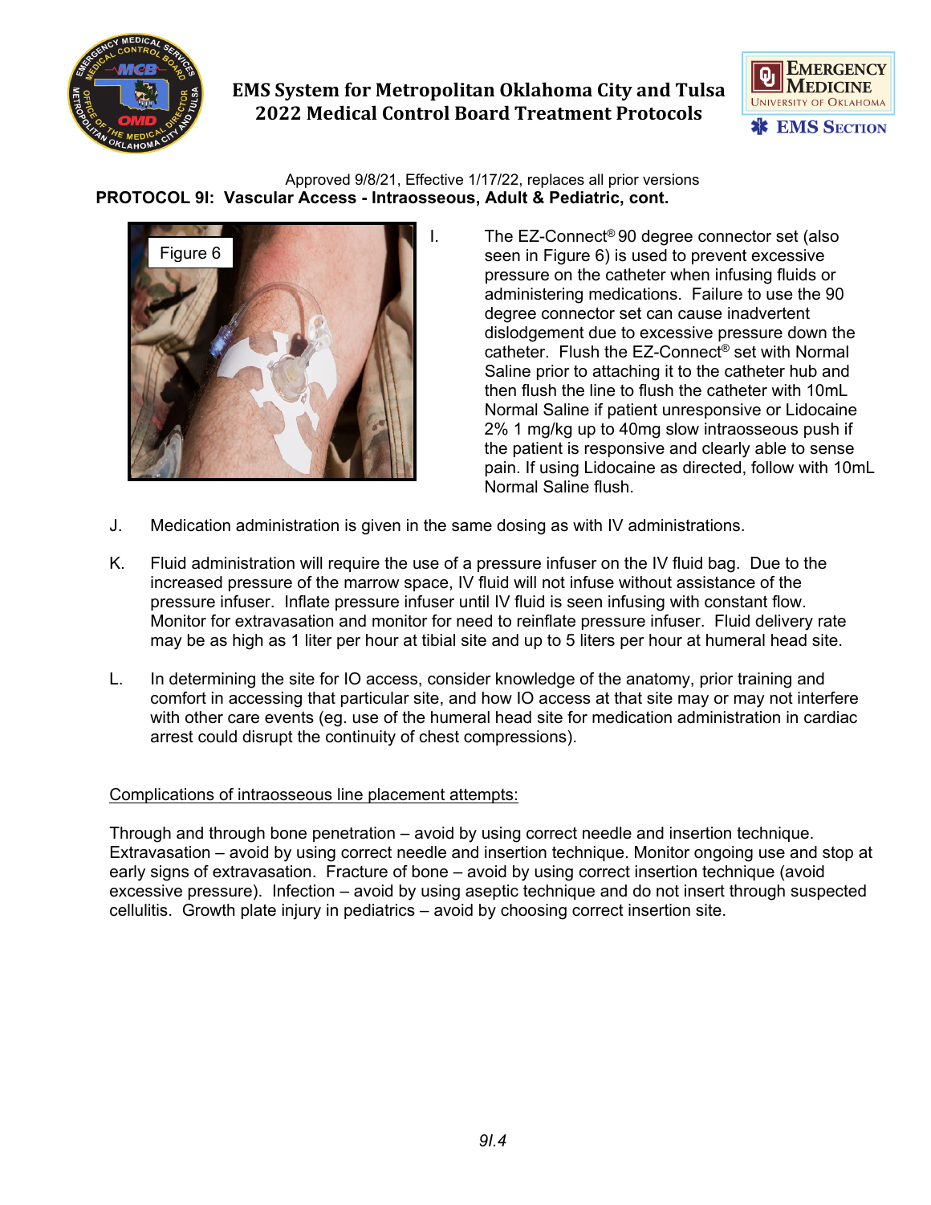Approved 9/8/21, Effective 1/17/22, replaces all prior versions

**PROTOCOL 9I: Vascular Access - Intraosseous, Adult & Pediatric, cont.**

Figure 6

I. The EZ-Connect® 90 degree connector set (also seen in Figure 6) is used to prevent excessive pressure on the catheter when infusing fluids or administering medications. Failure to use the 90 degree connector set can cause inadvertent dislodgement due to excessive pressure down the catheter. Flush the EZ-Connect® set with Normal Saline prior to attaching it to the catheter hub and then flush the line to flush the catheter with 10mL Normal Saline if patient unresponsive or Lidocaine 2% 1 mg/kg up to 40mg slow intraosseous push if the patient is responsive and clearly able to sense pain. If using Lidocaine as directed, follow with 10mL Normal Saline flush.

J. Medication administration is given in the same dosing as with IV administrations.

K. Fluid administration will require the use of a pressure infuser on the IV fluid bag. Due to the increased pressure of the marrow space, IV fluid will not infuse without assistance of the pressure infuser. Inflate pressure infuser until IV fluid is seen infusing with constant flow. Monitor for extravasation and monitor for need to reinflate pressure infuser. Fluid delivery rate may be as high as 1 liter per hour at tibial site and up to 5 liters per hour at humeral head site.

L. In determining the site for IO access, consider knowledge of the anatomy, prior training and comfort in accessing that particular site, and how IO access at that site may or may not interfere with other care events (eg. use of the humeral head site for medication administration in cardiac arrest could disrupt the continuity of chest compressions).

Complications of intraosseous line placement attempts:

Through and through bone penetration – avoid by using correct needle and insertion technique. Extravasation – avoid by using correct needle and insertion technique. Monitor ongoing use and stop at early signs of extravasation. Fracture of bone – avoid by using correct insertion technique (avoid excessive pressure). Infection – avoid by using aseptic technique and do not insert through suspected cellulitis. Growth plate injury in pediatrics – avoid by choosing correct insertion site.